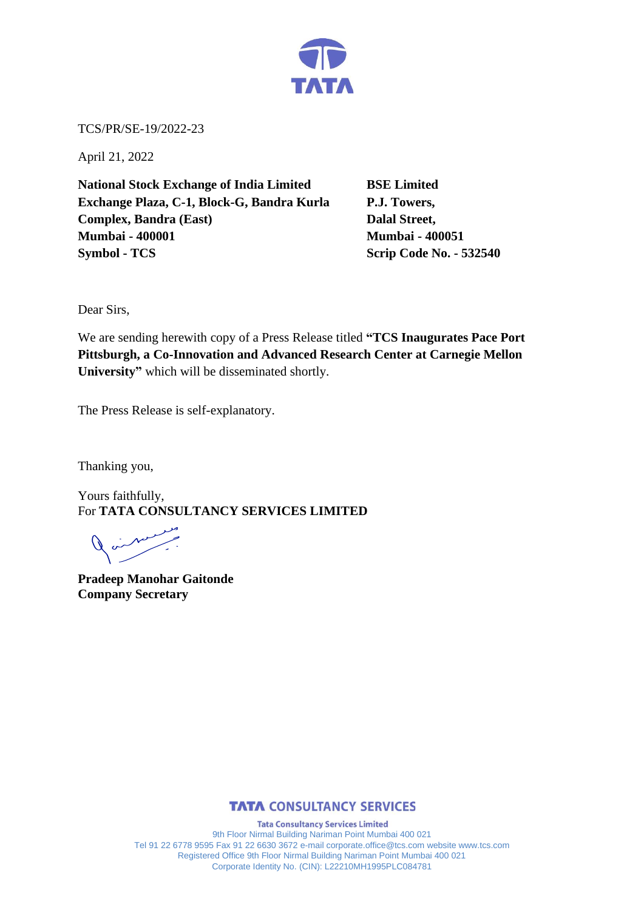TCS/PR/SE-19/2022-23

April 21, 2022

**National Stock Exchange of India Limited**
**Exchange Plaza, C-1, Block-G, Bandra Kurla Complex, Bandra (East)**
**Mumbai - 400001**
**Symbol - TCS**

**BSE Limited**
**P.J. Towers,**
**Dalal Street,**
**Mumbai - 400051**
**Scrip Code No. - 532540**

Dear Sirs,

We are sending herewith copy of a Press Release titled **"TCS Inaugurates Pace Port Pittsburgh, a Co-Innovation and Advanced Research Center at Carnegie Mellon University"** which will be disseminated shortly.

The Press Release is self-explanatory.

Thanking you,

Yours faithfully,
For **TATA CONSULTANCY SERVICES LIMITED**

**Pradeep Manohar Gaitonde**
**Company Secretary**

**TATA CONSULTANCY SERVICES**

**Tata Consultancy Services Limited**
9th Floor Nirmal Building Nariman Point Mumbai 400 021
Tel 91 22 6778 9595 Fax 91 22 6630 3672 e-mail corporate.office@tcs.com website www.tcs.com
Registered Office 9th Floor Nirmal Building Nariman Point Mumbai 400 021
Corporate Identity No. (CIN): L22210MH1995PLC084781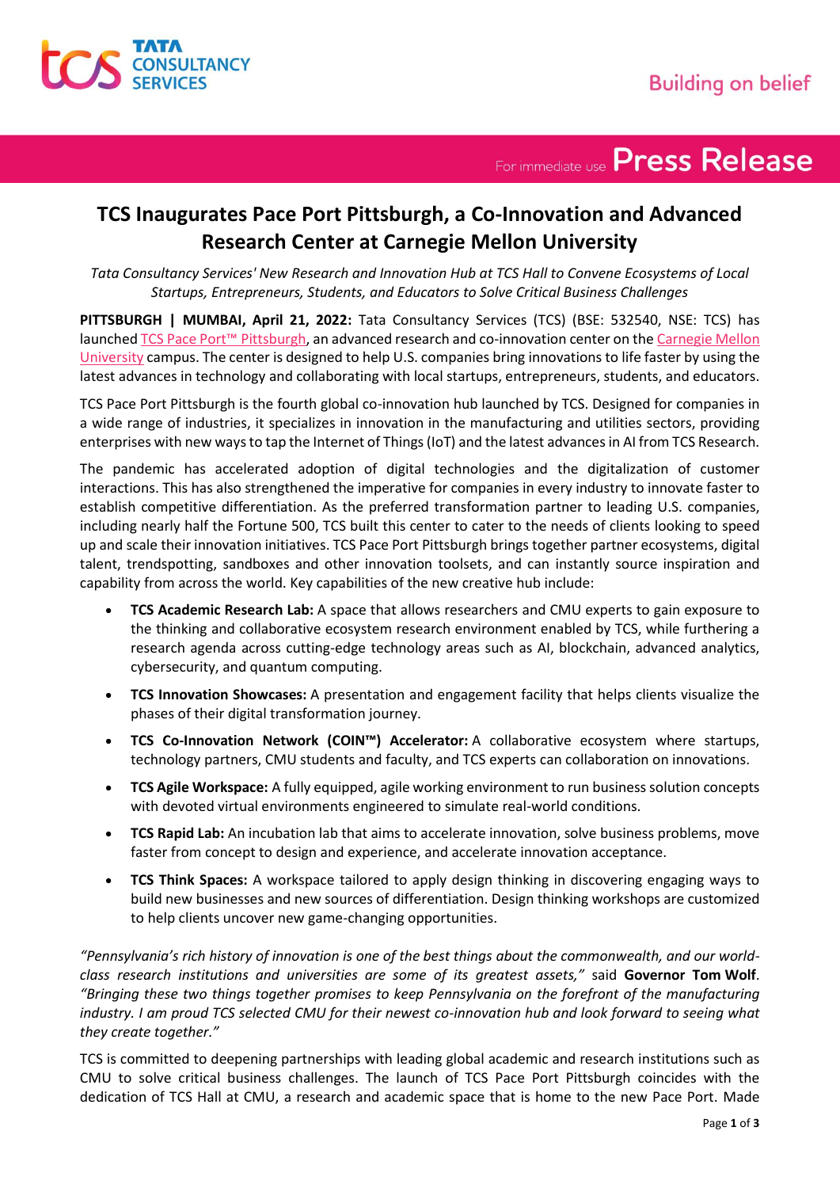# TCS Inaugurates Pace Port Pittsburgh, a Co-Innovation and Advanced Research Center at Carnegie Mellon University

*Tata Consultancy Services' New Research and Innovation Hub at TCS Hall to Convene Ecosystems of Local Startups, Entrepreneurs, Students, and Educators to Solve Critical Business Challenges*

**PITTSBURGH | MUMBAI, April 21, 2022:** Tata Consultancy Services (TCS) (BSE: 532540, NSE: TCS) has launched TCS Pace Port™ Pittsburgh, an advanced research and co-innovation center on the Carnegie Mellon University campus. The center is designed to help U.S. companies bring innovations to life faster by using the latest advances in technology and collaborating with local startups, entrepreneurs, students, and educators.

TCS Pace Port Pittsburgh is the fourth global co-innovation hub launched by TCS. Designed for companies in a wide range of industries, it specializes in innovation in the manufacturing and utilities sectors, providing enterprises with new ways to tap the Internet of Things (IoT) and the latest advances in AI from TCS Research.

The pandemic has accelerated adoption of digital technologies and the digitalization of customer interactions. This has also strengthened the imperative for companies in every industry to innovate faster to establish competitive differentiation. As the preferred transformation partner to leading U.S. companies, including nearly half the Fortune 500, TCS built this center to cater to the needs of clients looking to speed up and scale their innovation initiatives. TCS Pace Port Pittsburgh brings together partner ecosystems, digital talent, trendspotting, sandboxes and other innovation toolsets, and can instantly source inspiration and capability from across the world. Key capabilities of the new creative hub include:

- **TCS Academic Research Lab:** A space that allows researchers and CMU experts to gain exposure to the thinking and collaborative ecosystem research environment enabled by TCS, while furthering a research agenda across cutting-edge technology areas such as AI, blockchain, advanced analytics, cybersecurity, and quantum computing.
- **TCS Innovation Showcases:** A presentation and engagement facility that helps clients visualize the phases of their digital transformation journey.
- **TCS Co-Innovation Network (COIN™) Accelerator:** A collaborative ecosystem where startups, technology partners, CMU students and faculty, and TCS experts can collaboration on innovations.
- **TCS Agile Workspace:** A fully equipped, agile working environment to run business solution concepts with devoted virtual environments engineered to simulate real-world conditions.
- **TCS Rapid Lab:** An incubation lab that aims to accelerate innovation, solve business problems, move faster from concept to design and experience, and accelerate innovation acceptance.
- **TCS Think Spaces:** A workspace tailored to apply design thinking in discovering engaging ways to build new businesses and new sources of differentiation. Design thinking workshops are customized to help clients uncover new game-changing opportunities.

*"Pennsylvania's rich history of innovation is one of the best things about the commonwealth, and our world-class research institutions and universities are some of its greatest assets,"* said **Governor Tom Wolf**. *"Bringing these two things together promises to keep Pennsylvania on the forefront of the manufacturing industry. I am proud TCS selected CMU for their newest co-innovation hub and look forward to seeing what they create together."*

TCS is committed to deepening partnerships with leading global academic and research institutions such as CMU to solve critical business challenges. The launch of TCS Pace Port Pittsburgh coincides with the dedication of TCS Hall at CMU, a research and academic space that is home to the new Pace Port. Made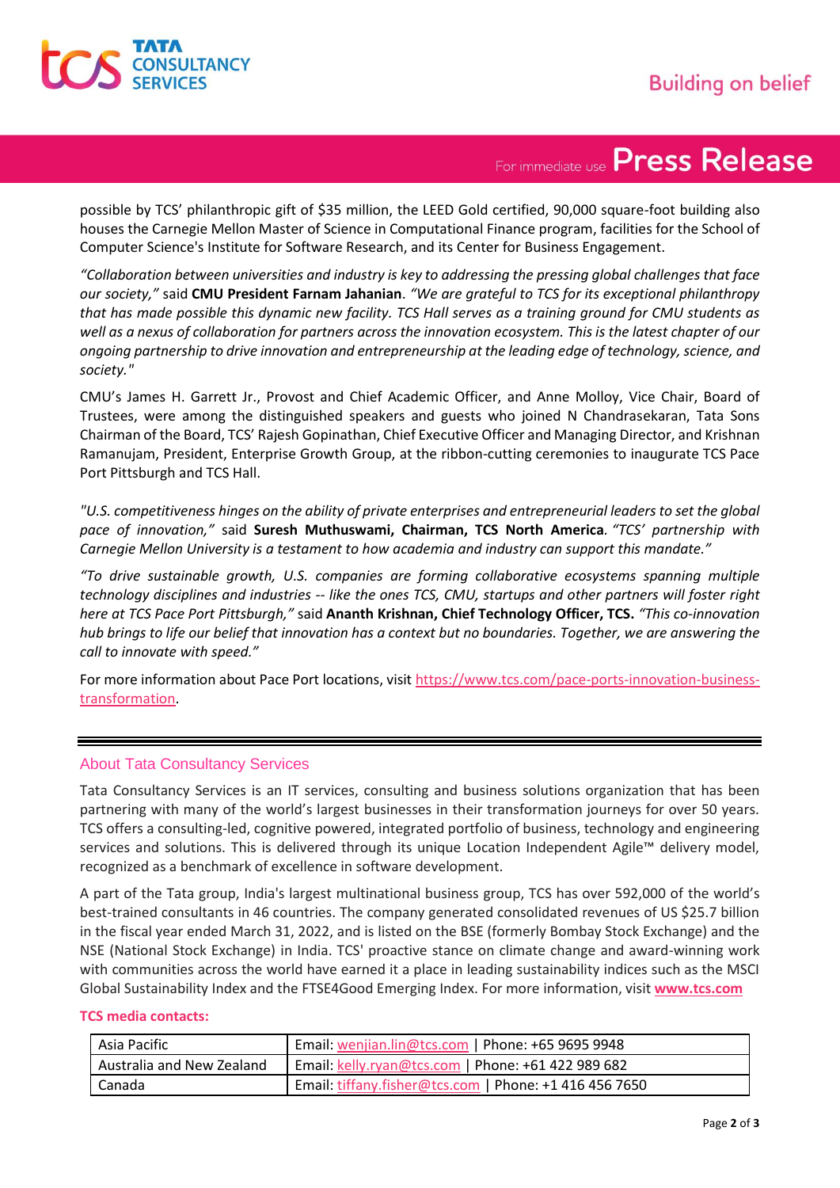possible by TCS' philanthropic gift of $35 million, the LEED Gold certified, 90,000 square-foot building also houses the Carnegie Mellon Master of Science in Computational Finance program, facilities for the School of Computer Science's Institute for Software Research, and its Center for Business Engagement.

*"Collaboration between universities and industry is key to addressing the pressing global challenges that face our society,"* said **CMU President Farnam Jahanian**. *"We are grateful to TCS for its exceptional philanthropy that has made possible this dynamic new facility. TCS Hall serves as a training ground for CMU students as well as a nexus of collaboration for partners across the innovation ecosystem. This is the latest chapter of our ongoing partnership to drive innovation and entrepreneurship at the leading edge of technology, science, and society."*

CMU's James H. Garrett Jr., Provost and Chief Academic Officer, and Anne Molloy, Vice Chair, Board of Trustees, were among the distinguished speakers and guests who joined N Chandrasekaran, Tata Sons Chairman of the Board, TCS' Rajesh Gopinathan, Chief Executive Officer and Managing Director, and Krishnan Ramanujam, President, Enterprise Growth Group, at the ribbon-cutting ceremonies to inaugurate TCS Pace Port Pittsburgh and TCS Hall.

*"U.S. competitiveness hinges on the ability of private enterprises and entrepreneurial leaders to set the global pace of innovation,"* said **Suresh Muthuswami, Chairman, TCS North America**. *"TCS' partnership with Carnegie Mellon University is a testament to how academia and industry can support this mandate."*

*"To drive sustainable growth, U.S. companies are forming collaborative ecosystems spanning multiple technology disciplines and industries -- like the ones TCS, CMU, startups and other partners will foster right here at TCS Pace Port Pittsburgh,"* said **Ananth Krishnan, Chief Technology Officer, TCS.** *"This co-innovation hub brings to life our belief that innovation has a context but no boundaries. Together, we are answering the call to innovate with speed."*

For more information about Pace Port locations, visit [https://www.tcs.com/pace-ports-innovation-business-transformation](https://www.tcs.com/pace-ports-innovation-business-transformation).

---

## About Tata Consultancy Services

Tata Consultancy Services is an IT services, consulting and business solutions organization that has been partnering with many of the world's largest businesses in their transformation journeys for over 50 years. TCS offers a consulting-led, cognitive powered, integrated portfolio of business, technology and engineering services and solutions. This is delivered through its unique Location Independent Agile™ delivery model, recognized as a benchmark of excellence in software development.

A part of the Tata group, India's largest multinational business group, TCS has over 592,000 of the world's best-trained consultants in 46 countries. The company generated consolidated revenues of US $25.7 billion in the fiscal year ended March 31, 2022, and is listed on the BSE (formerly Bombay Stock Exchange) and the NSE (National Stock Exchange) in India. TCS' proactive stance on climate change and award-winning work with communities across the world have earned it a place in leading sustainability indices such as the MSCI Global Sustainability Index and the FTSE4Good Emerging Index. For more information, visit **[www.tcs.com](www.tcs.com)**

**TCS media contacts:**

| Region | Contact |
|---|---|
| Asia Pacific | Email: wenjian.lin@tcs.com \| Phone: +65 9695 9948 |
| Australia and New Zealand | Email: kelly.ryan@tcs.com \| Phone: +61 422 989 682 |
| Canada | Email: tiffany.fisher@tcs.com \| Phone: +1 416 456 7650 |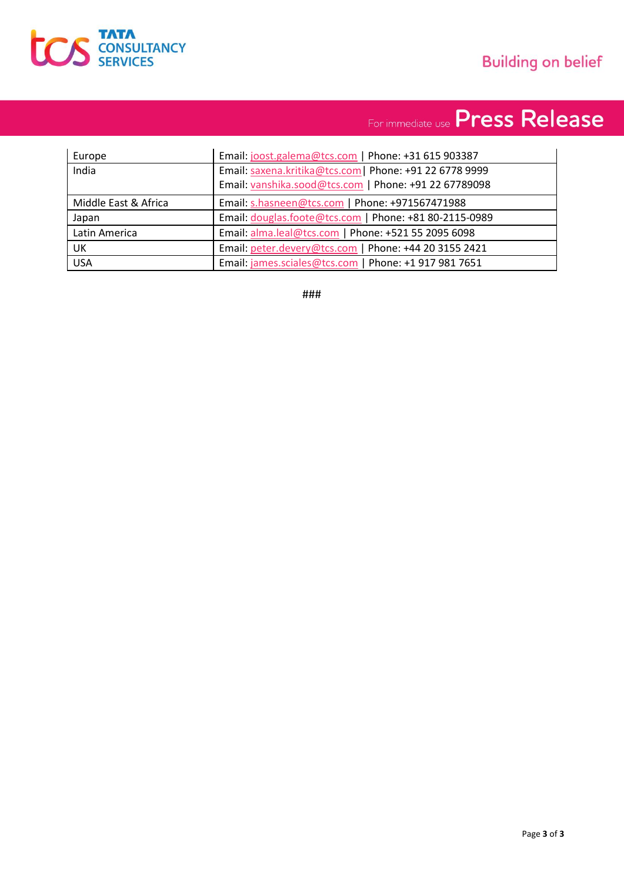| | |
|---|---|
| Europe | Email: joost.galema@tcs.com \| Phone: +31 615 903387 |
| India | Email: saxena.kritika@tcs.com\| Phone: +91 22 6778 9999<br>Email: vanshika.sood@tcs.com \| Phone: +91 22 67789098 |
| Middle East & Africa | Email: s.hasneen@tcs.com \| Phone: +971567471988 |
| Japan | Email: douglas.foote@tcs.com \| Phone: +81 80-2115-0989 |
| Latin America | Email: alma.leal@tcs.com \| Phone: +521 55 2095 6098 |
| UK | Email: peter.devery@tcs.com \| Phone: +44 20 3155 2421 |
| USA | Email: james.sciales@tcs.com \| Phone: +1 917 981 7651 |

###